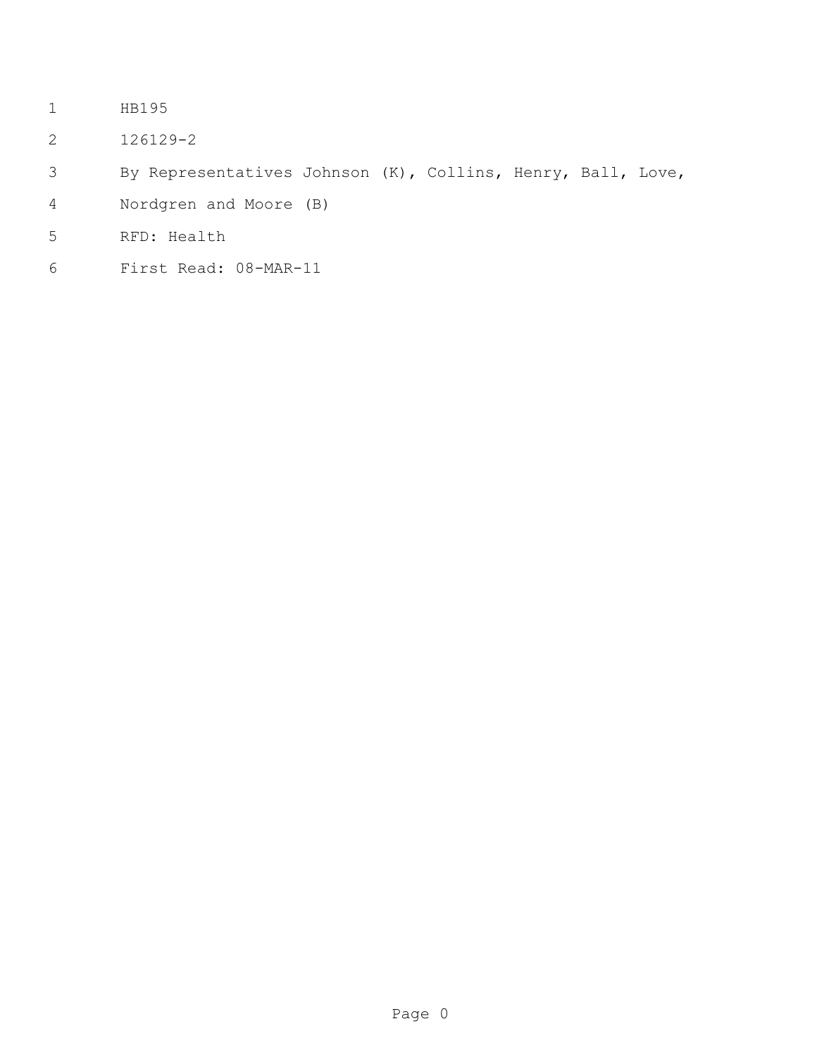HB195

126129-2

By Representatives Johnson (K), Collins, Henry, Ball, Love, Nordgren and Moore (B)

RFD: Health

First Read: 08-MAR-11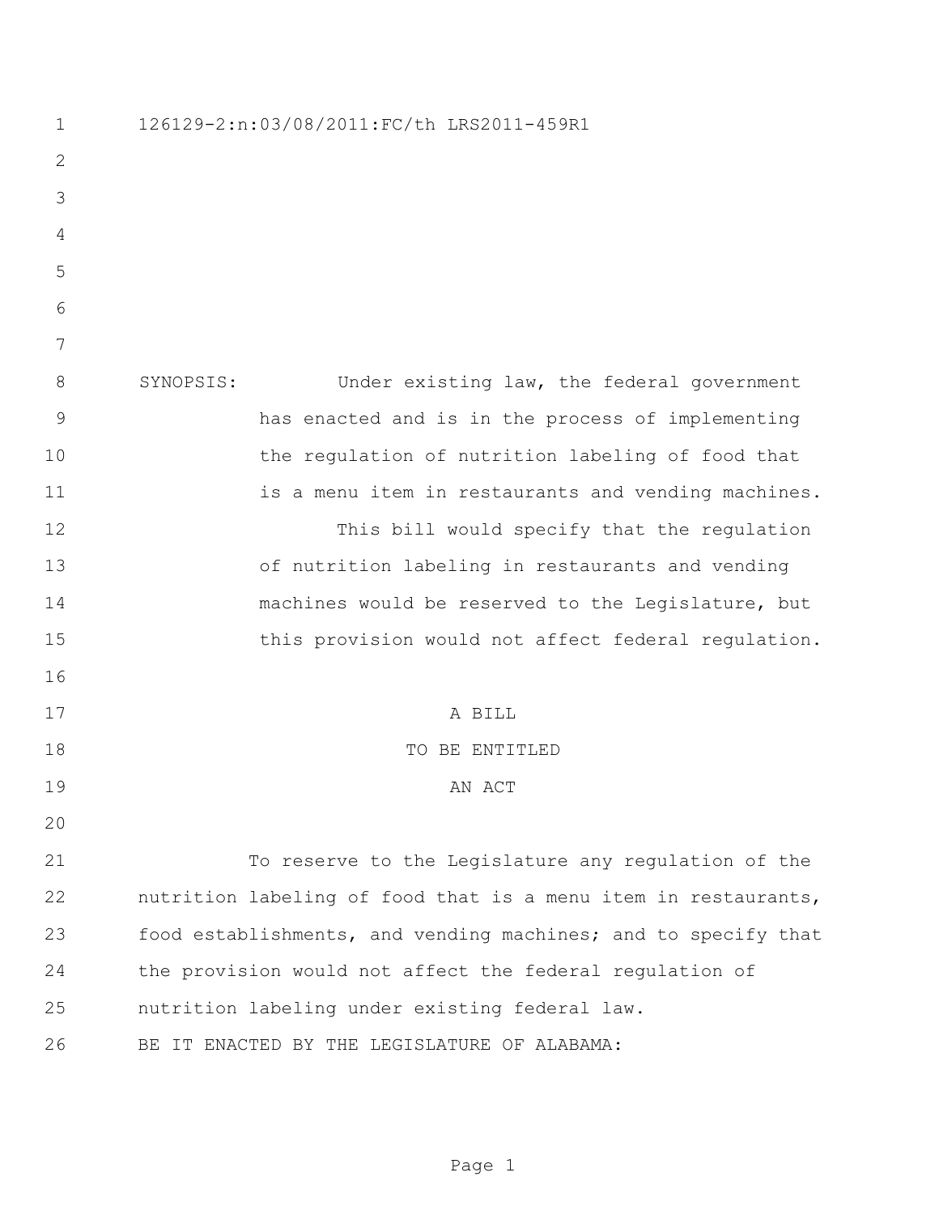126129-2:n:03/08/2011:FC/th LRS2011-459R1

SYNOPSIS: Under existing law, the federal government has enacted and is in the process of implementing the regulation of nutrition labeling of food that is a menu item in restaurants and vending machines.

This bill would specify that the regulation of nutrition labeling in restaurants and vending machines would be reserved to the Legislature, but this provision would not affect federal regulation.

A BILL

TO BE ENTITLED

AN ACT

To reserve to the Legislature any regulation of the nutrition labeling of food that is a menu item in restaurants, food establishments, and vending machines; and to specify that the provision would not affect the federal regulation of nutrition labeling under existing federal law.

BE IT ENACTED BY THE LEGISLATURE OF ALABAMA: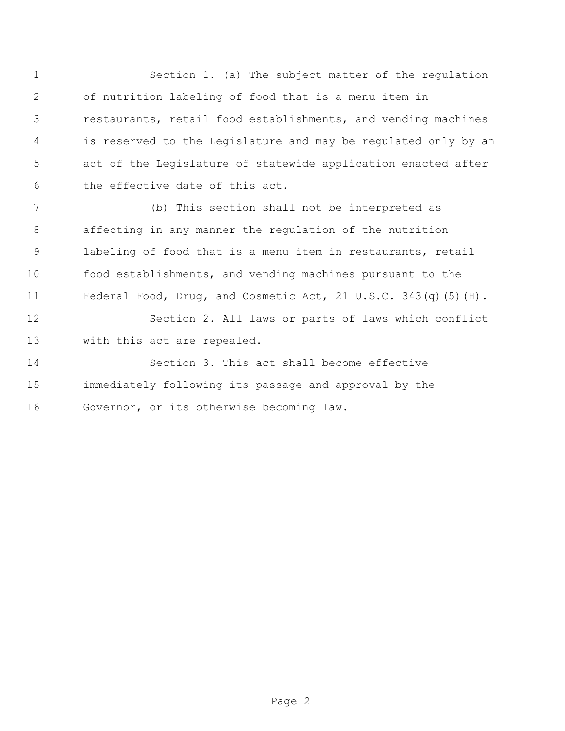Section 1. (a) The subject matter of the regulation of nutrition labeling of food that is a menu item in restaurants, retail food establishments, and vending machines is reserved to the Legislature and may be regulated only by an act of the Legislature of statewide application enacted after the effective date of this act.

(b) This section shall not be interpreted as affecting in any manner the regulation of the nutrition labeling of food that is a menu item in restaurants, retail food establishments, and vending machines pursuant to the Federal Food, Drug, and Cosmetic Act, 21 U.S.C. 343(q)(5)(H).

Section 2. All laws or parts of laws which conflict with this act are repealed.

Section 3. This act shall become effective immediately following its passage and approval by the Governor, or its otherwise becoming law.